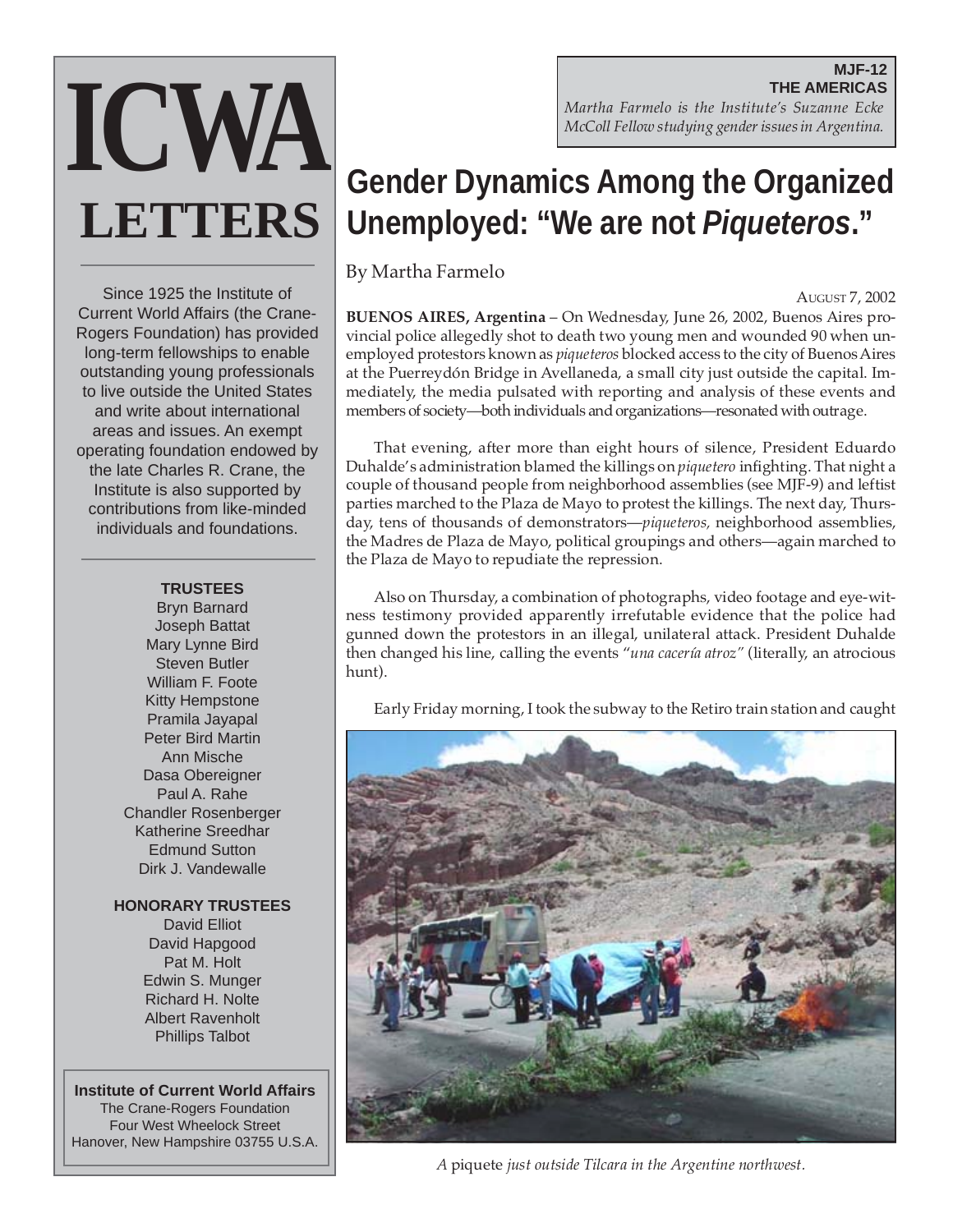# ICWA LETTERS

Since 1925 the Institute of Current World Affairs (the Crane-Rogers Foundation) has provided long-term fellowships to enable outstanding young professionals to live outside the United States and write about international areas and issues. An exempt operating foundation endowed by the late Charles R. Crane, the Institute is also supported by contributions from like-minded individuals and foundations.

**TRUSTEES**

Bryn Barnard
Joseph Battat
Mary Lynne Bird
Steven Butler
William F. Foote
Kitty Hempstone
Pramila Jayapal
Peter Bird Martin
Ann Mische
Dasa Obereigner
Paul A. Rahe
Chandler Rosenberger
Katherine Sreedhar
Edmund Sutton
Dirk J. Vandewalle

**HONORARY TRUSTEES**

David Elliot
David Hapgood
Pat M. Holt
Edwin S. Munger
Richard H. Nolte
Albert Ravenholt
Phillips Talbot

**Institute of Current World Affairs**
The Crane-Rogers Foundation
Four West Wheelock Street
Hanover, New Hampshire 03755 U.S.A.

**MJF-12**
**THE AMERICAS**
*Martha Farmelo is the Institute's Suzanne Ecke McColl Fellow studying gender issues in Argentina.*

# Gender Dynamics Among the Organized Unemployed: "We are not *Piqueteros*."

By Martha Farmelo

AUGUST 7, 2002

**BUENOS AIRES, Argentina** – On Wednesday, June 26, 2002, Buenos Aires provincial police allegedly shot to death two young men and wounded 90 when unemployed protestors known as *piqueteros* blocked access to the city of Buenos Aires at the Puerreydón Bridge in Avellaneda, a small city just outside the capital. Immediately, the media pulsated with reporting and analysis of these events and members of society—both individuals and organizations—resonated with outrage.

That evening, after more than eight hours of silence, President Eduardo Duhalde's administration blamed the killings on *piquetero* infighting. That night a couple of thousand people from neighborhood assemblies (see MJF-9) and leftist parties marched to the Plaza de Mayo to protest the killings. The next day, Thursday, tens of thousands of demonstrators—*piqueteros,* neighborhood assemblies, the Madres de Plaza de Mayo, political groupings and others—again marched to the Plaza de Mayo to repudiate the repression.

Also on Thursday, a combination of photographs, video footage and eye-witness testimony provided apparently irrefutable evidence that the police had gunned down the protestors in an illegal, unilateral attack. President Duhalde then changed his line, calling the events "*una cacería atroz"* (literally, an atrocious hunt).

Early Friday morning, I took the subway to the Retiro train station and caught

*A* piquete *just outside Tilcara in the Argentine northwest.*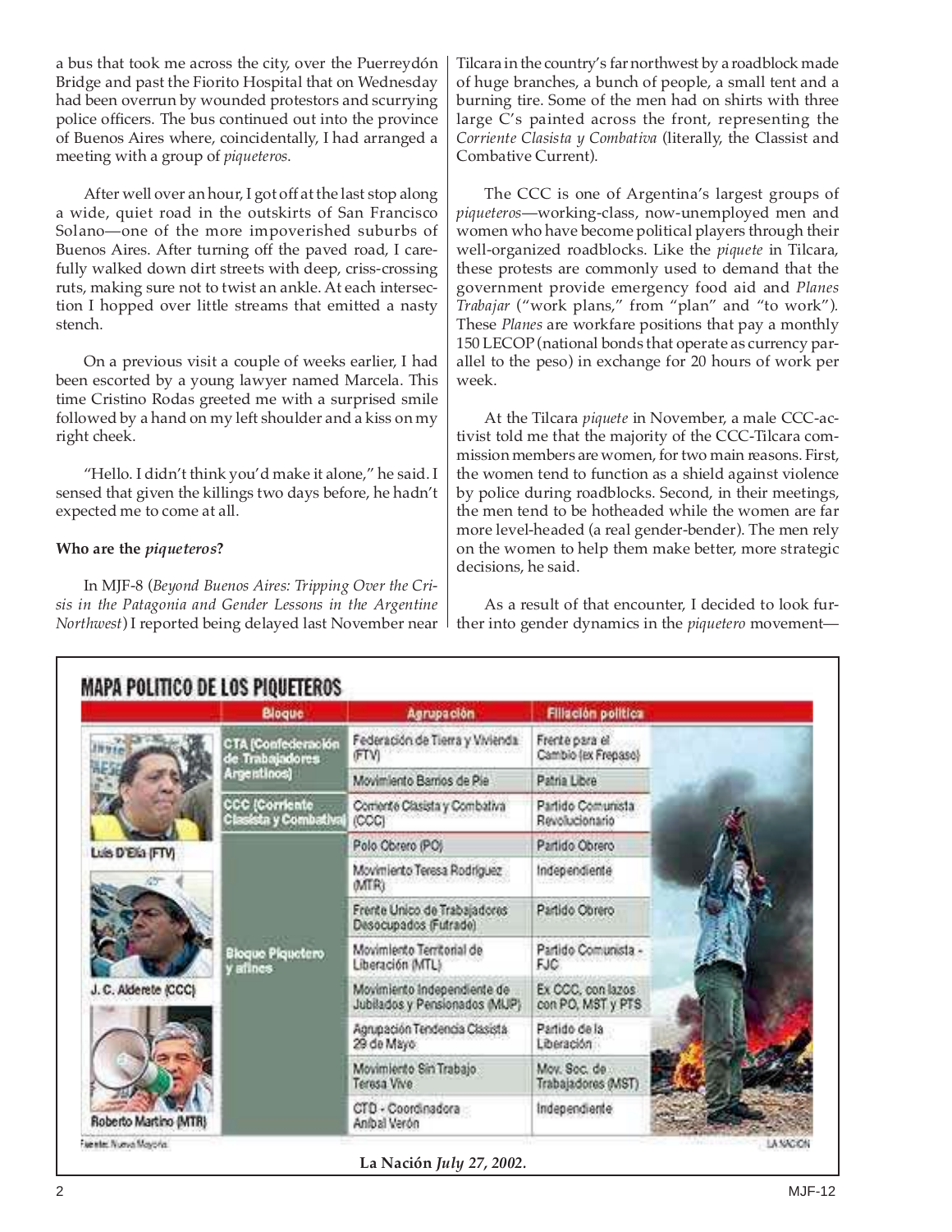a bus that took me across the city, over the Puerreydón Bridge and past the Fiorito Hospital that on Wednesday had been overrun by wounded protestors and scurrying police officers. The bus continued out into the province of Buenos Aires where, coincidentally, I had arranged a meeting with a group of *piqueteros*.

After well over an hour, I got off at the last stop along a wide, quiet road in the outskirts of San Francisco Solano—one of the more impoverished suburbs of Buenos Aires. After turning off the paved road, I carefully walked down dirt streets with deep, criss-crossing ruts, making sure not to twist an ankle. At each intersection I hopped over little streams that emitted a nasty stench.

On a previous visit a couple of weeks earlier, I had been escorted by a young lawyer named Marcela. This time Cristino Rodas greeted me with a surprised smile followed by a hand on my left shoulder and a kiss on my right cheek.

"Hello. I didn't think you'd make it alone," he said. I sensed that given the killings two days before, he hadn't expected me to come at all.

**Who are the *piqueteros*?**

In MJF-8 (*Beyond Buenos Aires: Tripping Over the Crisis in the Patagonia and Gender Lessons in the Argentine Northwest*) I reported being delayed last November near Tilcara in the country's far northwest by a roadblock made of huge branches, a bunch of people, a small tent and a burning tire. Some of the men had on shirts with three large C's painted across the front, representing the *Corriente Clasista y Combativa* (literally, the Classist and Combative Current).

The CCC is one of Argentina's largest groups of *piqueteros*—working-class, now-unemployed men and women who have become political players through their well-organized roadblocks. Like the *piquete* in Tilcara, these protests are commonly used to demand that the government provide emergency food aid and *Planes Trabajar* ("work plans," from "plan" and "to work"). These *Planes* are workfare positions that pay a monthly 150 LECOP (national bonds that operate as currency parallel to the peso) in exchange for 20 hours of work per week.

At the Tilcara *piquete* in November, a male CCC-activist told me that the majority of the CCC-Tilcara commission members are women, for two main reasons. First, the women tend to function as a shield against violence by police during roadblocks. Second, in their meetings, the men tend to be hotheaded while the women are far more level-headed (a real gender-bender). The men rely on the women to help them make better, more strategic decisions, he said.

As a result of that encounter, I decided to look further into gender dynamics in the *piquetero* movement—

**MAPA POLITICO DE LOS PIQUETEROS**

| Bloque | Agrupación | Filiación política |
|---|---|---|
| CTA (Confederación de Trabajadores Argentinos) | Federación de Tierra y Vivienda (FTV) | Frente para el Cambio (ex Frepaso) |
| | Movimiento Barrios de Pie | Patria Libre |
| CCC (Corriente Clasista y Combativa) | Corriente Clasista y Combativa (CCC) | Partido Comunista Revolucionario |
| Bloque Piquetero y afines | Polo Obrero (PO) | Partido Obrero |
| | Movimiento Teresa Rodríguez (MTR) | Independiente |
| | Frente Unico de Trabajadores Desocupados (Futrade) | Partido Obrero |
| | Movimiento Territorial de Liberación (MTL) | Partido Comunista - FJC |
| | Movimiento Independiente de Jubilados y Pensionados (MIJP) | Ex CCC, con lazos con PO, MST y PTS |
| | Agrupación Tendencia Clasista 29 de Mayo | Partido de la Liberación |
| | Movimiento Sin Trabajo Teresa Vive | Mov. Soc. de Trabajadores (MST) |
| | CTD - Coordinadora Aníbal Verón | Independiente |

Luis D'Elía (FTV)

J. C. Alderete (CCC)

Roberto Martino (MTR)

Fuente: Nueva Mayoría

LA NACION

**La Nación** *July 27, 2002.*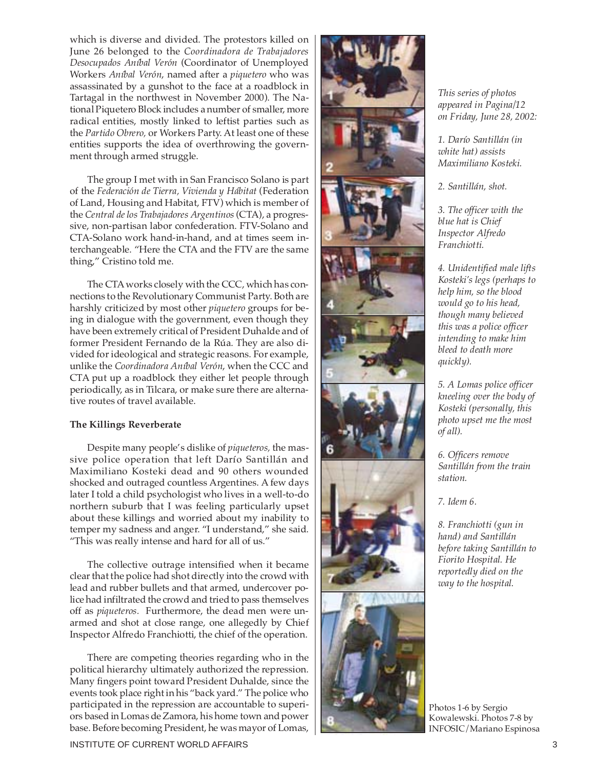which is diverse and divided. The protestors killed on June 26 belonged to the *Coordinadora de Trabajadores Desocupados Aníbal Verón* (Coordinator of Unemployed Workers *Aníbal Verón*, named after a *piquetero* who was assassinated by a gunshot to the face at a roadblock in Tartagal in the northwest in November 2000). The National Piquetero Block includes a number of smaller, more radical entities, mostly linked to leftist parties such as the *Partido Obrero*, or Workers Party. At least one of these entities supports the idea of overthrowing the government through armed struggle.

The group I met with in San Francisco Solano is part of the *Federación de Tierra, Vivienda y Hábitat* (Federation of Land, Housing and Habitat, FTV) which is member of the *Central de los Trabajadores Argentinos* (CTA), a progressive, non-partisan labor confederation. FTV-Solano and CTA-Solano work hand-in-hand, and at times seem interchangeable. "Here the CTA and the FTV are the same thing," Cristino told me.

The CTA works closely with the CCC, which has connections to the Revolutionary Communist Party. Both are harshly criticized by most other *piquetero* groups for being in dialogue with the government, even though they have been extremely critical of President Duhalde and of former President Fernando de la Rúa. They are also divided for ideological and strategic reasons. For example, unlike the *Coordinadora Aníbal Verón*, when the CCC and CTA put up a roadblock they either let people through periodically, as in Tilcara, or make sure there are alternative routes of travel available.

**The Killings Reverberate**

Despite many people's dislike of *piqueteros,* the massive police operation that left Darío Santillán and Maximiliano Kosteki dead and 90 others wounded shocked and outraged countless Argentines. A few days later I told a child psychologist who lives in a well-to-do northern suburb that I was feeling particularly upset about these killings and worried about my inability to temper my sadness and anger. "I understand," she said. "This was really intense and hard for all of us."

The collective outrage intensified when it became clear that the police had shot directly into the crowd with lead and rubber bullets and that armed, undercover police had infiltrated the crowd and tried to pass themselves off as *piqueteros*. Furthermore, the dead men were unarmed and shot at close range, one allegedly by Chief Inspector Alfredo Franchiotti, the chief of the operation.

There are competing theories regarding who in the political hierarchy ultimately authorized the repression. Many fingers point toward President Duhalde, since the events took place right in his "back yard." The police who participated in the repression are accountable to superiors based in Lomas de Zamora, his home town and power base. Before becoming President, he was mayor of Lomas,

*This series of photos appeared in Pagina/12 on Friday, June 28, 2002:*

*1. Darío Santillán (in white hat) assists Maximiliano Kosteki.*

*2. Santillán, shot.*

*3. The officer with the blue hat is Chief Inspector Alfredo Franchiotti.*

*4. Unidentified male lifts Kosteki's legs (perhaps to help him, so the blood would go to his head, though many believed this was a police officer intending to make him bleed to death more quickly).*

*5. A Lomas police officer kneeling over the body of Kosteki (personally, this photo upset me the most of all).*

*6. Officers remove Santillán from the train station.*

*7. Idem 6.*

*8. Franchiotti (gun in hand) and Santillán before taking Santillán to Fiorito Hospital. He reportedly died on the way to the hospital.*

Photos 1-6 by Sergio Kowalewski. Photos 7-8 by INFOSIC/Mariano Espinosa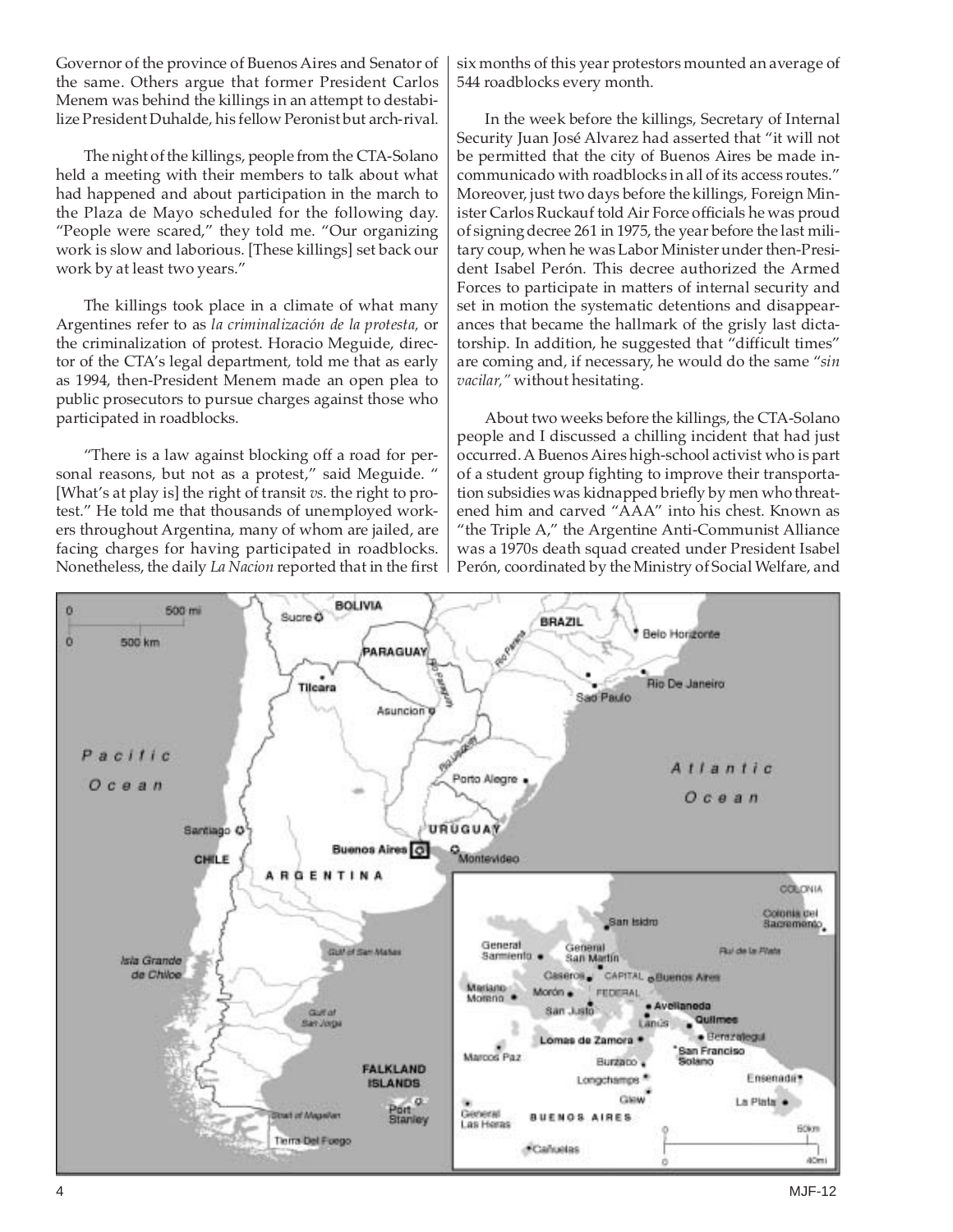Governor of the province of Buenos Aires and Senator of the same. Others argue that former President Carlos Menem was behind the killings in an attempt to destabilize President Duhalde, his fellow Peronist but arch-rival.

The night of the killings, people from the CTA-Solano held a meeting with their members to talk about what had happened and about participation in the march to the Plaza de Mayo scheduled for the following day. "People were scared," they told me. "Our organizing work is slow and laborious. [These killings] set back our work by at least two years."

The killings took place in a climate of what many Argentines refer to as *la criminalización de la protesta,* or the criminalization of protest. Horacio Meguide, director of the CTA's legal department, told me that as early as 1994, then-President Menem made an open plea to public prosecutors to pursue charges against those who participated in roadblocks.

"There is a law against blocking off a road for personal reasons, but not as a protest," said Meguide. " [What's at play is] the right of transit *vs.* the right to protest." He told me that thousands of unemployed workers throughout Argentina, many of whom are jailed, are facing charges for having participated in roadblocks. Nonetheless, the daily *La Nacion* reported that in the first six months of this year protestors mounted an average of 544 roadblocks every month.

In the week before the killings, Secretary of Internal Security Juan José Alvarez had asserted that "it will not be permitted that the city of Buenos Aires be made incommunicado with roadblocks in all of its access routes." Moreover, just two days before the killings, Foreign Minister Carlos Ruckauf told Air Force officials he was proud of signing decree 261 in 1975, the year before the last military coup, when he was Labor Minister under then-President Isabel Perón. This decree authorized the Armed Forces to participate in matters of internal security and set in motion the systematic detentions and disappearances that became the hallmark of the grisly last dictatorship. In addition, he suggested that "difficult times" are coming and, if necessary, he would do the same *"sin vacilar,"* without hesitating.

About two weeks before the killings, the CTA-Solano people and I discussed a chilling incident that had just occurred. A Buenos Aires high-school activist who is part of a student group fighting to improve their transportation subsidies was kidnapped briefly by men who threatened him and carved "AAA" into his chest. Known as "the Triple A," the Argentine Anti-Communist Alliance was a 1970s death squad created under President Isabel Perón, coordinated by the Ministry of Social Welfare, and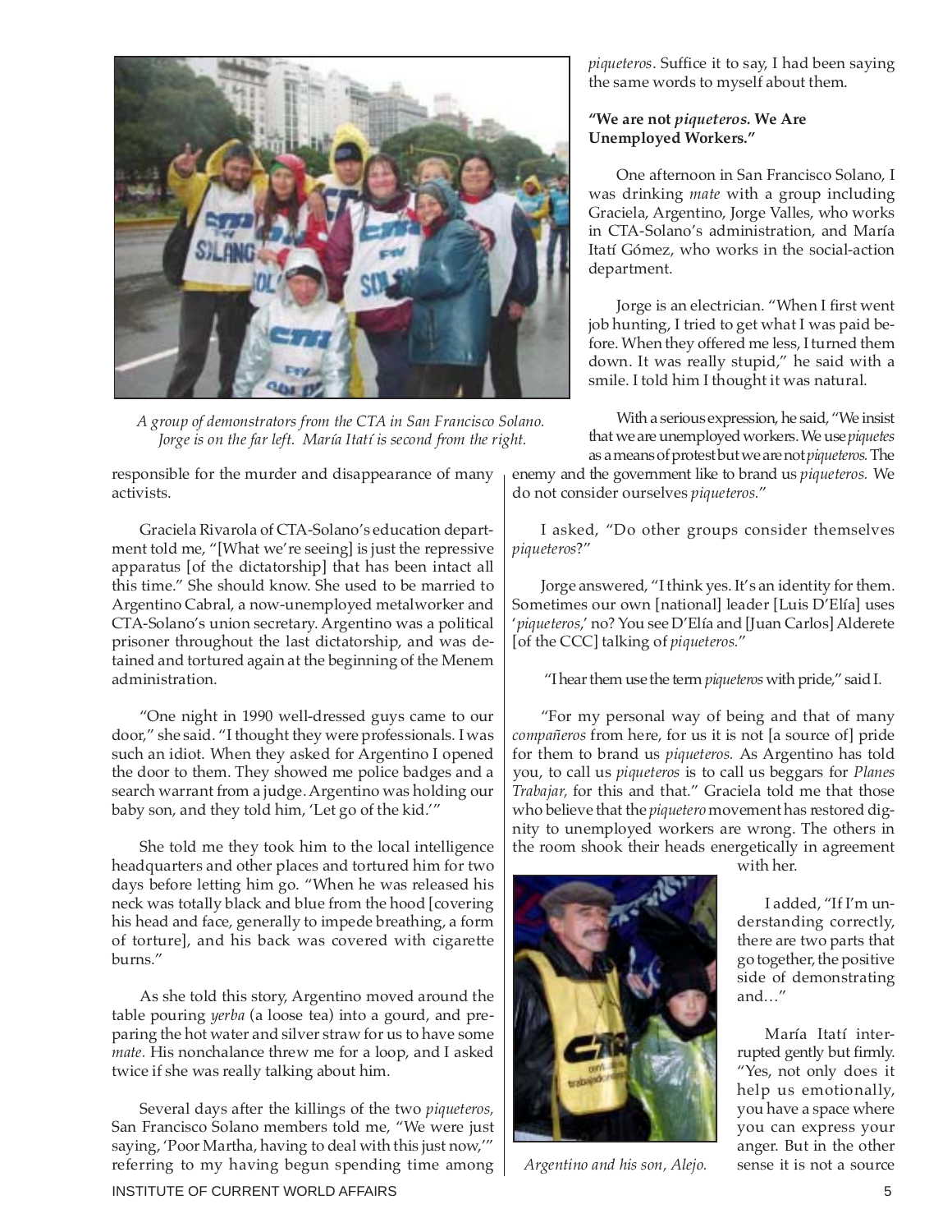*A group of demonstrators from the CTA in San Francisco Solano. Jorge is on the far left. María Itatí is second from the right.*

responsible for the murder and disappearance of many activists.

Graciela Rivarola of CTA-Solano's education department told me, "[What we're seeing] is just the repressive apparatus [of the dictatorship] that has been intact all this time." She should know. She used to be married to Argentino Cabral, a now-unemployed metalworker and CTA-Solano's union secretary. Argentino was a political prisoner throughout the last dictatorship, and was detained and tortured again at the beginning of the Menem administration.

"One night in 1990 well-dressed guys came to our door," she said. "I thought they were professionals. I was such an idiot. When they asked for Argentino I opened the door to them. They showed me police badges and a search warrant from a judge. Argentino was holding our baby son, and they told him, 'Let go of the kid.'"

She told me they took him to the local intelligence headquarters and other places and tortured him for two days before letting him go. "When he was released his neck was totally black and blue from the hood [covering his head and face, generally to impede breathing, a form of torture], and his back was covered with cigarette burns."

As she told this story, Argentino moved around the table pouring *yerba* (a loose tea) into a gourd, and preparing the hot water and silver straw for us to have some *mate.* His nonchalance threw me for a loop, and I asked twice if she was really talking about him.

Several days after the killings of the two *piqueteros,* San Francisco Solano members told me, "We were just saying, 'Poor Martha, having to deal with this just now,'" referring to my having begun spending time among *piqueteros*. Suffice it to say, I had been saying the same words to myself about them.

**"We are not *piqueteros.* We Are Unemployed Workers."**

One afternoon in San Francisco Solano, I was drinking *mate* with a group including Graciela, Argentino, Jorge Valles, who works in CTA-Solano's administration, and María Itatí Gómez, who works in the social-action department.

Jorge is an electrician. "When I first went job hunting, I tried to get what I was paid before. When they offered me less, I turned them down. It was really stupid," he said with a smile. I told him I thought it was natural.

With a serious expression, he said, "We insist that we are unemployed workers. We use *piquetes* as a means of protest but we are not *piqueteros.* The enemy and the government like to brand us *piqueteros.* We do not consider ourselves *piqueteros.*"

I asked, "Do other groups consider themselves *piqueteros*?"

Jorge answered, "I think yes. It's an identity for them. Sometimes our own [national] leader [Luis D'Elía] uses '*piqueteros*,' no? You see D'Elía and [Juan Carlos] Alderete [of the CCC] talking of *piqueteros.*"

"I hear them use the term *piqueteros* with pride," said I.

"For my personal way of being and that of many *compañeros* from here, for us it is not [a source of] pride for them to brand us *piqueteros.* As Argentino has told you, to call us *piqueteros* is to call us beggars for *Planes Trabajar,* for this and that." Graciela told me that those who believe that the *piquetero* movement has restored dignity to unemployed workers are wrong. The others in the room shook their heads energetically in agreement with her.

*Argentino and his son, Alejo.*

I added, "If I'm understanding correctly, there are two parts that go together, the positive side of demonstrating and…"

María Itatí interrupted gently but firmly. "Yes, not only does it help us emotionally, you have a space where you can express your anger. But in the other sense it is not a source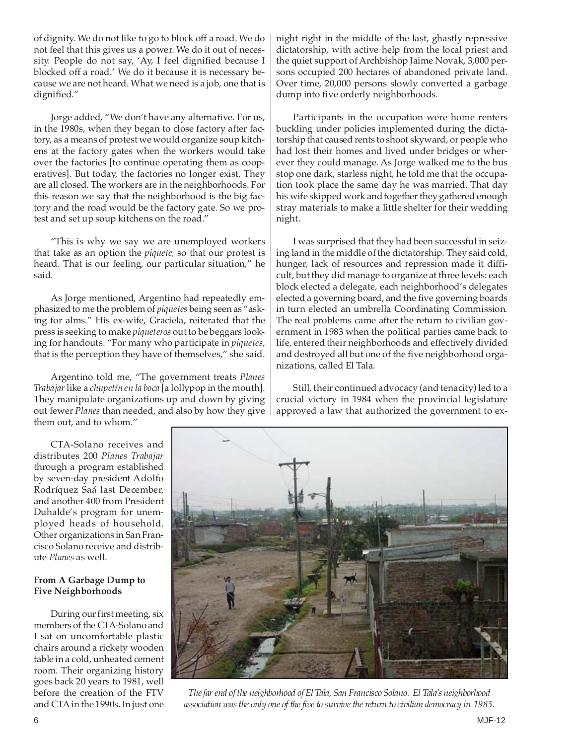of dignity. We do not like to go to block off a road. We do not feel that this gives us a power. We do it out of necessity. People do not say, 'Ay, I feel dignified because I blocked off a road.' We do it because it is necessary because we are not heard. What we need is a job, one that is dignified."

Jorge added, "We don't have any alternative. For us, in the 1980s, when they began to close factory after factory, as a means of protest we would organize soup kitchens at the factory gates when the workers would take over the factories [to continue operating them as cooperatives]. But today, the factories no longer exist. They are all closed. The workers are in the neighborhoods. For this reason we say that the neighborhood is the big factory and the road would be the factory gate. So we protest and set up soup kitchens on the road."

"This is why we say we are unemployed workers that take as an option the *piquete,* so that our protest is heard. That is our feeling, our particular situation," he said.

As Jorge mentioned, Argentino had repeatedly emphasized to me the problem of *piquetes* being seen as "asking for alms." His ex-wife, Graciela, reiterated that the press is seeking to make *piqueteros* out to be beggars looking for handouts. "For many who participate in *piquetes*, that is the perception they have of themselves," she said.

Argentino told me, "The government treats *Planes Trabajar* like a *chupetín en la boca* [a lollypop in the mouth]. They manipulate organizations up and down by giving out fewer *Planes* than needed, and also by how they give them out, and to whom."

CTA-Solano receives and distributes 200 *Planes Trabajar* through a program established by seven-day president Adolfo Rodríquez Saá last December, and another 400 from President Duhalde's program for unemployed heads of household. Other organizations in San Francisco Solano receive and distribute *Planes* as well.

**From A Garbage Dump to Five Neighborhoods**

During our first meeting, six members of the CTA-Solano and I sat on uncomfortable plastic chairs around a rickety wooden table in a cold, unheated cement room. Their organizing history goes back 20 years to 1981, well before the creation of the FTV and CTA in the 1990s. In just one night right in the middle of the last, ghastly repressive dictatorship, with active help from the local priest and the quiet support of Archbishop Jaime Novak, 3,000 persons occupied 200 hectares of abandoned private land. Over time, 20,000 persons slowly converted a garbage dump into five orderly neighborhoods.

Participants in the occupation were home renters buckling under policies implemented during the dictatorship that caused rents to shoot skyward, or people who had lost their homes and lived under bridges or wherever they could manage. As Jorge walked me to the bus stop one dark, starless night, he told me that the occupation took place the same day he was married. That day his wife skipped work and together they gathered enough stray materials to make a little shelter for their wedding night.

I was surprised that they had been successful in seizing land in the middle of the dictatorship. They said cold, hunger, lack of resources and repression made it difficult, but they did manage to organize at three levels: each block elected a delegate, each neighborhood's delegates elected a governing board, and the five governing boards in turn elected an umbrella Coordinating Commission. The real problems came after the return to civilian government in 1983 when the political parties came back to life, entered their neighborhoods and effectively divided and destroyed all but one of the five neighborhood organizations, called El Tala.

Still, their continued advocacy (and tenacity) led to a crucial victory in 1984 when the provincial legislature approved a law that authorized the government to ex-

*The far end of the neighborhood of El Tala, San Francisco Solano. El Tala's neighborhood association was the only one of the five to survive the return to civilian democracy in 1983.*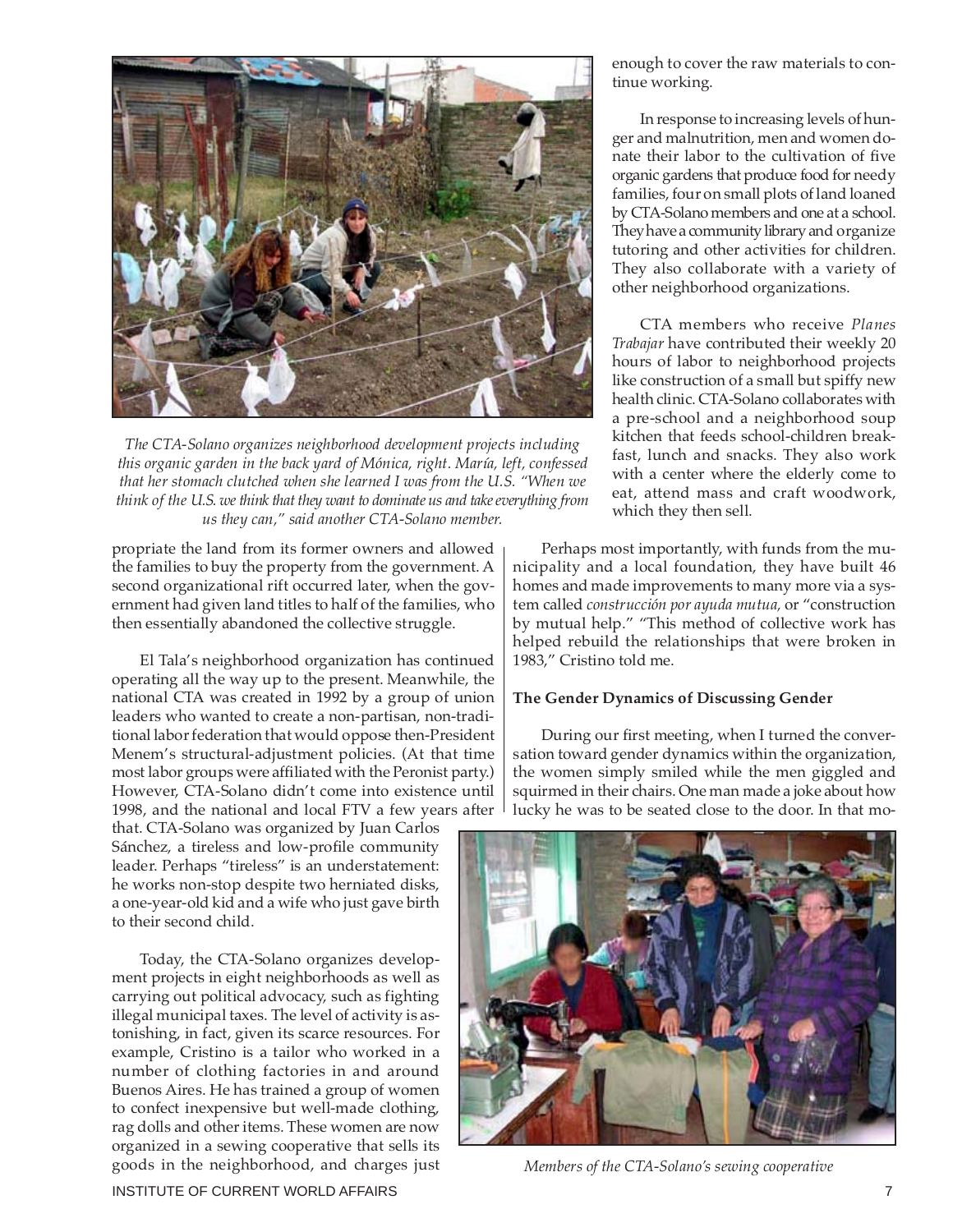*The CTA-Solano organizes neighborhood development projects including this organic garden in the back yard of Mónica, right. María, left, confessed that her stomach clutched when she learned I was from the U.S. "When we think of the U.S. we think that they want to dominate us and take everything from us they can," said another CTA-Solano member.*

propriate the land from its former owners and allowed the families to buy the property from the government. A second organizational rift occurred later, when the government had given land titles to half of the families, who then essentially abandoned the collective struggle.

El Tala's neighborhood organization has continued operating all the way up to the present. Meanwhile, the national CTA was created in 1992 by a group of union leaders who wanted to create a non-partisan, non-traditional labor federation that would oppose then-President Menem's structural-adjustment policies. (At that time most labor groups were affiliated with the Peronist party.) However, CTA-Solano didn't come into existence until 1998, and the national and local FTV a few years after that. CTA-Solano was organized by Juan Carlos Sánchez, a tireless and low-profile community leader. Perhaps "tireless" is an understatement: he works non-stop despite two herniated disks, a one-year-old kid and a wife who just gave birth to their second child.

Today, the CTA-Solano organizes development projects in eight neighborhoods as well as carrying out political advocacy, such as fighting illegal municipal taxes. The level of activity is astonishing, in fact, given its scarce resources. For example, Cristino is a tailor who worked in a number of clothing factories in and around Buenos Aires. He has trained a group of women to confect inexpensive but well-made clothing, rag dolls and other items. These women are now organized in a sewing cooperative that sells its goods in the neighborhood, and charges just enough to cover the raw materials to continue working.

In response to increasing levels of hunger and malnutrition, men and women donate their labor to the cultivation of five organic gardens that produce food for needy families, four on small plots of land loaned by CTA-Solano members and one at a school. They have a community library and organize tutoring and other activities for children. They also collaborate with a variety of other neighborhood organizations.

CTA members who receive *Planes Trabajar* have contributed their weekly 20 hours of labor to neighborhood projects like construction of a small but spiffy new health clinic. CTA-Solano collaborates with a pre-school and a neighborhood soup kitchen that feeds school-children breakfast, lunch and snacks. They also work with a center where the elderly come to eat, attend mass and craft woodwork, which they then sell.

Perhaps most importantly, with funds from the municipality and a local foundation, they have built 46 homes and made improvements to many more via a system called *construcción por ayuda mutua*, or "construction by mutual help." "This method of collective work has helped rebuild the relationships that were broken in 1983," Cristino told me.

**The Gender Dynamics of Discussing Gender**

During our first meeting, when I turned the conversation toward gender dynamics within the organization, the women simply smiled while the men giggled and squirmed in their chairs. One man made a joke about how lucky he was to be seated close to the door. In that mo-

*Members of the CTA-Solano's sewing cooperative*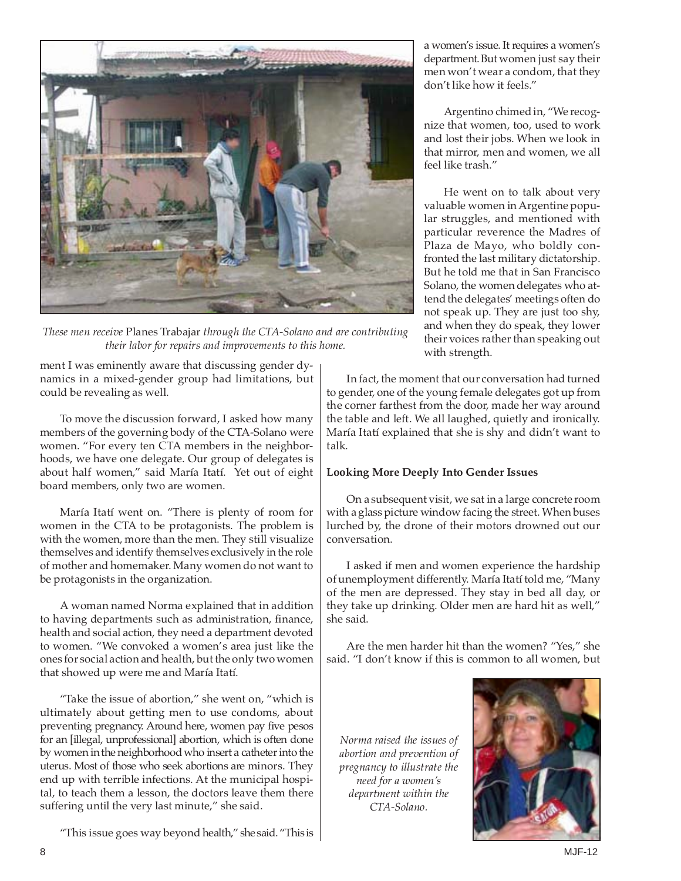*These men receive* Planes Trabajar *through the CTA-Solano and are contributing their labor for repairs and improvements to this home.*

ment I was eminently aware that discussing gender dynamics in a mixed-gender group had limitations, but could be revealing as well.

To move the discussion forward, I asked how many members of the governing body of the CTA-Solano were women. "For every ten CTA members in the neighborhoods, we have one delegate. Our group of delegates is about half women," said María Itatí. Yet out of eight board members, only two are women.

María Itatí went on. "There is plenty of room for women in the CTA to be protagonists. The problem is with the women, more than the men. They still visualize themselves and identify themselves exclusively in the role of mother and homemaker. Many women do not want to be protagonists in the organization.

A woman named Norma explained that in addition to having departments such as administration, finance, health and social action, they need a department devoted to women. "We convoked a women's area just like the ones for social action and health, but the only two women that showed up were me and María Itatí.

"Take the issue of abortion," she went on, "which is ultimately about getting men to use condoms, about preventing pregnancy. Around here, women pay five pesos for an [illegal, unprofessional] abortion, which is often done by women in the neighborhood who insert a catheter into the uterus. Most of those who seek abortions are minors. They end up with terrible infections. At the municipal hospital, to teach them a lesson, the doctors leave them there suffering until the very last minute," she said.

"This issue goes way beyond health," she said. "This is a women's issue. It requires a women's department. But women just say their men won't wear a condom, that they don't like how it feels."

Argentino chimed in, "We recognize that women, too, used to work and lost their jobs. When we look in that mirror, men and women, we all feel like trash."

He went on to talk about very valuable women in Argentine popular struggles, and mentioned with particular reverence the Madres of Plaza de Mayo, who boldly confronted the last military dictatorship. But he told me that in San Francisco Solano, the women delegates who attend the delegates' meetings often do not speak up. They are just too shy, and when they do speak, they lower their voices rather than speaking out with strength.

In fact, the moment that our conversation had turned to gender, one of the young female delegates got up from the corner farthest from the door, made her way around the table and left. We all laughed, quietly and ironically. María Itatí explained that she is shy and didn't want to talk.

**Looking More Deeply Into Gender Issues**

On a subsequent visit, we sat in a large concrete room with a glass picture window facing the street. When buses lurched by, the drone of their motors drowned out our conversation.

I asked if men and women experience the hardship of unemployment differently. María Itatí told me, "Many of the men are depressed. They stay in bed all day, or they take up drinking. Older men are hard hit as well," she said.

Are the men harder hit than the women? "Yes," she said. "I don't know if this is common to all women, but

*Norma raised the issues of abortion and prevention of pregnancy to illustrate the need for a women's department within the CTA-Solano.*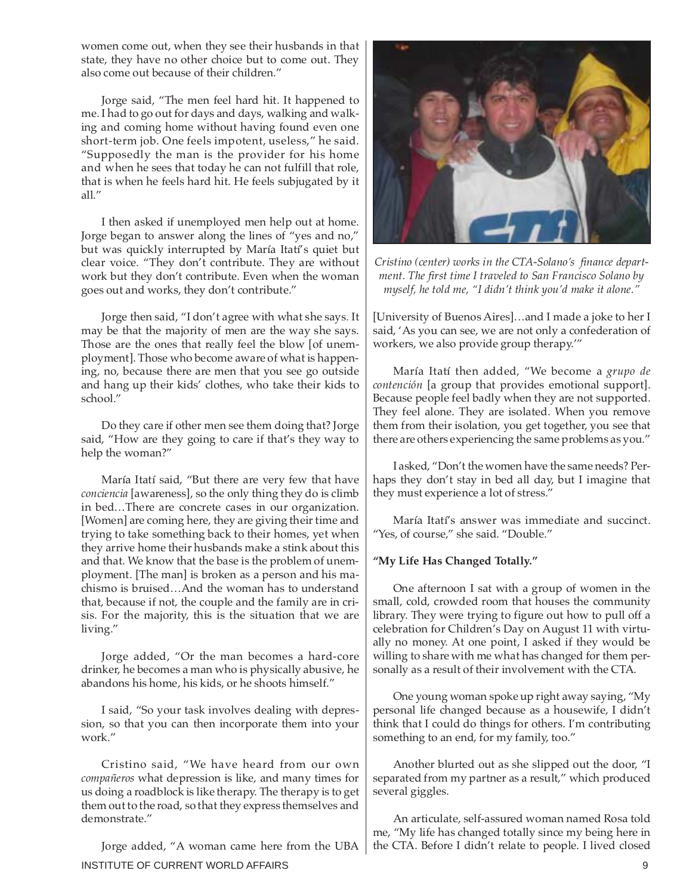women come out, when they see their husbands in that state, they have no other choice but to come out. They also come out because of their children."

Jorge said, "The men feel hard hit. It happened to me. I had to go out for days and days, walking and walking and coming home without having found even one short-term job. One feels impotent, useless," he said. "Supposedly the man is the provider for his home and when he sees that today he can not fulfill that role, that is when he feels hard hit. He feels subjugated by it all."

I then asked if unemployed men help out at home. Jorge began to answer along the lines of "yes and no," but was quickly interrupted by María Itatí's quiet but clear voice. "They don't contribute. They are without work but they don't contribute. Even when the woman goes out and works, they don't contribute."

Jorge then said, "I don't agree with what she says. It may be that the majority of men are the way she says. Those are the ones that really feel the blow [of unemployment]. Those who become aware of what is happening, no, because there are men that you see go outside and hang up their kids' clothes, who take their kids to school."

Do they care if other men see them doing that? Jorge said, "How are they going to care if that's they way to help the woman?"

María Itatí said, "But there are very few that have *conciencia* [awareness], so the only thing they do is climb in bed…There are concrete cases in our organization. [Women] are coming here, they are giving their time and trying to take something back to their homes, yet when they arrive home their husbands make a stink about this and that. We know that the base is the problem of unemployment. [The man] is broken as a person and his machismo is bruised…And the woman has to understand that, because if not, the couple and the family are in crisis. For the majority, this is the situation that we are living."

Jorge added, "Or the man becomes a hard-core drinker, he becomes a man who is physically abusive, he abandons his home, his kids, or he shoots himself."

I said, "So your task involves dealing with depression, so that you can then incorporate them into your work."

Cristino said, "We have heard from our own *compañeros* what depression is like, and many times for us doing a roadblock is like therapy. The therapy is to get them out to the road, so that they express themselves and demonstrate."

Jorge added, "A woman came here from the UBA [University of Buenos Aires]…and I made a joke to her I said, 'As you can see, we are not only a confederation of workers, we also provide group therapy.'"

*Cristino (center) works in the CTA-Solano's finance department. The first time I traveled to San Francisco Solano by myself, he told me, "I didn't think you'd make it alone."*

María Itatí then added, "We become a *grupo de contención* [a group that provides emotional support]. Because people feel badly when they are not supported. They feel alone. They are isolated. When you remove them from their isolation, you get together, you see that there are others experiencing the same problems as you."

I asked, "Don't the women have the same needs? Perhaps they don't stay in bed all day, but I imagine that they must experience a lot of stress."

María Itatí's answer was immediate and succinct. "Yes, of course," she said. "Double."

### "My Life Has Changed Totally."

One afternoon I sat with a group of women in the small, cold, crowded room that houses the community library. They were trying to figure out how to pull off a celebration for Children's Day on August 11 with virtually no money. At one point, I asked if they would be willing to share with me what has changed for them personally as a result of their involvement with the CTA.

One young woman spoke up right away saying, "My personal life changed because as a housewife, I didn't think that I could do things for others. I'm contributing something to an end, for my family, too."

Another blurted out as she slipped out the door, "I separated from my partner as a result," which produced several giggles.

An articulate, self-assured woman named Rosa told me, "My life has changed totally since my being here in the CTA. Before I didn't relate to people. I lived closed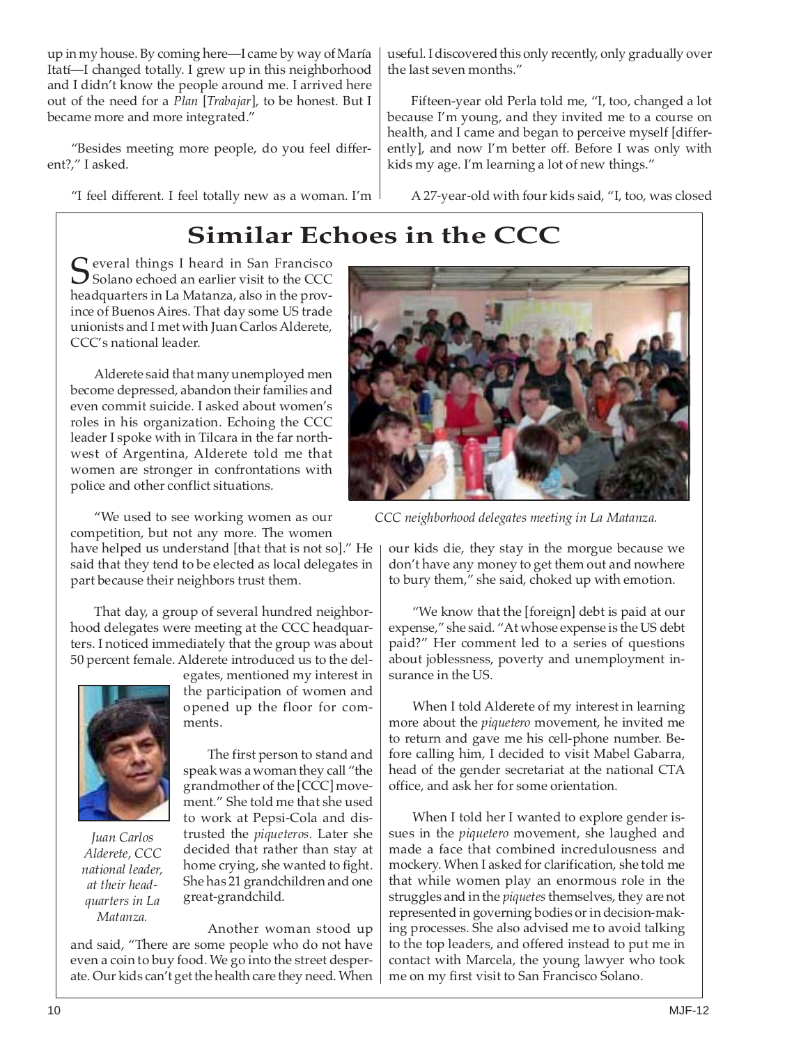up in my house. By coming here—I came by way of María Itatí—I changed totally. I grew up in this neighborhood and I didn't know the people around me. I arrived here out of the need for a *Plan* [*Trabajar*], to be honest. But I became more and more integrated."

"Besides meeting more people, do you feel different?," I asked.

"I feel different. I feel totally new as a woman. I'm useful. I discovered this only recently, only gradually over the last seven months."

Fifteen-year old Perla told me, "I, too, changed a lot because I'm young, and they invited me to a course on health, and I came and began to perceive myself [differently], and now I'm better off. Before I was only with kids my age. I'm learning a lot of new things."

A 27-year-old with four kids said, "I, too, was closed

## Similar Echoes in the CCC

Several things I heard in San Francisco Solano echoed an earlier visit to the CCC headquarters in La Matanza, also in the province of Buenos Aires. That day some US trade unionists and I met with Juan Carlos Alderete, CCC's national leader.

Alderete said that many unemployed men become depressed, abandon their families and even commit suicide. I asked about women's roles in his organization. Echoing the CCC leader I spoke with in Tilcara in the far northwest of Argentina, Alderete told me that women are stronger in confrontations with police and other conflict situations.

*CCC neighborhood delegates meeting in La Matanza.*

"We used to see working women as our competition, but not any more. The women have helped us understand [that that is not so]." He said that they tend to be elected as local delegates in part because their neighbors trust them.

That day, a group of several hundred neighborhood delegates were meeting at the CCC headquarters. I noticed immediately that the group was about 50 percent female. Alderete introduced us to the delegates, mentioned my interest in the participation of women and opened up the floor for comments.

*Juan Carlos Alderete, CCC national leader, at their headquarters in La Matanza.*

The first person to stand and speak was a woman they call "the grandmother of the [CCC] movement." She told me that she used to work at Pepsi-Cola and distrusted the *piqueteros*. Later she decided that rather than stay at home crying, she wanted to fight. She has 21 grandchildren and one great-grandchild.

Another woman stood up and said, "There are some people who do not have even a coin to buy food. We go into the street desperate. Our kids can't get the health care they need. When our kids die, they stay in the morgue because we don't have any money to get them out and nowhere to bury them," she said, choked up with emotion.

"We know that the [foreign] debt is paid at our expense," she said. "At whose expense is the US debt paid?" Her comment led to a series of questions about joblessness, poverty and unemployment insurance in the US.

When I told Alderete of my interest in learning more about the *piquetero* movement, he invited me to return and gave me his cell-phone number. Before calling him, I decided to visit Mabel Gabarra, head of the gender secretariat at the national CTA office, and ask her for some orientation.

When I told her I wanted to explore gender issues in the *piquetero* movement, she laughed and made a face that combined incredulousness and mockery. When I asked for clarification, she told me that while women play an enormous role in the struggles and in the *piquetes* themselves, they are not represented in governing bodies or in decision-making processes. She also advised me to avoid talking to the top leaders, and offered instead to put me in contact with Marcela, the young lawyer who took me on my first visit to San Francisco Solano.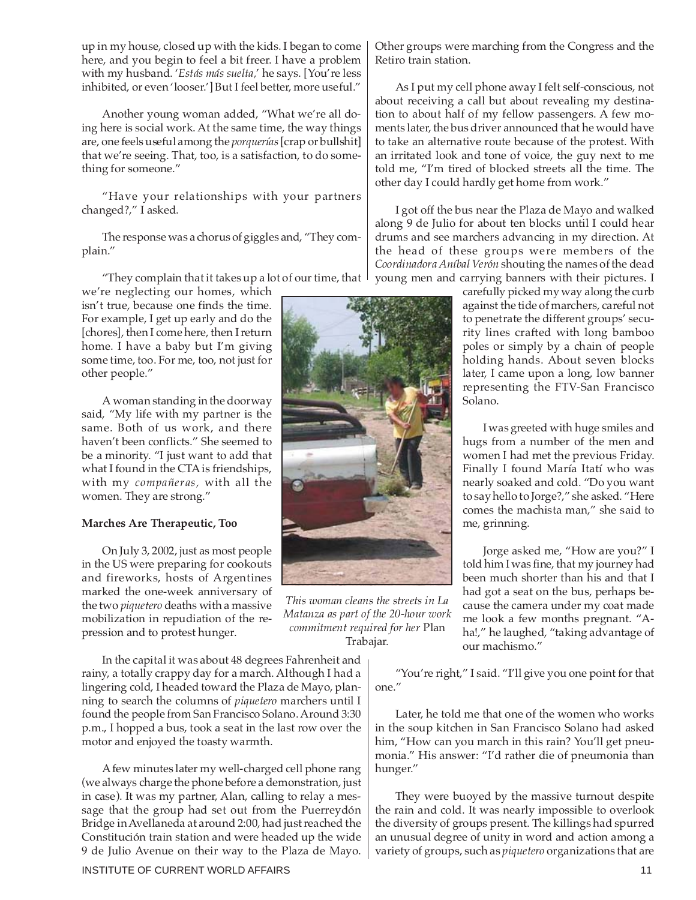up in my house, closed up with the kids. I began to come here, and you begin to feel a bit freer. I have a problem with my husband. '*Estás más suelta*,' he says. [You're less inhibited, or even 'looser.'] But I feel better, more useful."

Another young woman added, "What we're all doing here is social work. At the same time, the way things are, one feels useful among the *porquerías* [crap or bullshit] that we're seeing. That, too, is a satisfaction, to do something for someone."

"Have your relationships with your partners changed?," I asked.

The response was a chorus of giggles and, "They complain."

"They complain that it takes up a lot of our time, that we're neglecting our homes, which isn't true, because one finds the time. For example, I get up early and do the [chores], then I come here, then I return home. I have a baby but I'm giving some time, too. For me, too, not just for other people."

A woman standing in the doorway said, "My life with my partner is the same. Both of us work, and there haven't been conflicts." She seemed to be a minority. "I just want to add that what I found in the CTA is friendships, with my *compañeras*, with all the women. They are strong."

*This woman cleans the streets in La Matanza as part of the 20-hour work commitment required for her* Plan Trabajar.

**Marches Are Therapeutic, Too**

On July 3, 2002, just as most people in the US were preparing for cookouts and fireworks, hosts of Argentines marked the one-week anniversary of the two *piquetero* deaths with a massive mobilization in repudiation of the repression and to protest hunger.

In the capital it was about 48 degrees Fahrenheit and rainy, a totally crappy day for a march. Although I had a lingering cold, I headed toward the Plaza de Mayo, planning to search the columns of *piquetero* marchers until I found the people from San Francisco Solano. Around 3:30 p.m., I hopped a bus, took a seat in the last row over the motor and enjoyed the toasty warmth.

A few minutes later my well-charged cell phone rang (we always charge the phone before a demonstration, just in case). It was my partner, Alan, calling to relay a message that the group had set out from the Puerreydón Bridge in Avellaneda at around 2:00, had just reached the Constitución train station and were headed up the wide 9 de Julio Avenue on their way to the Plaza de Mayo. Other groups were marching from the Congress and the Retiro train station.

As I put my cell phone away I felt self-conscious, not about receiving a call but about revealing my destination to about half of my fellow passengers. A few moments later, the bus driver announced that he would have to take an alternative route because of the protest. With an irritated look and tone of voice, the guy next to me told me, "I'm tired of blocked streets all the time. The other day I could hardly get home from work."

I got off the bus near the Plaza de Mayo and walked along 9 de Julio for about ten blocks until I could hear drums and see marchers advancing in my direction. At the head of these groups were members of the *Coordinadora Aníbal Verón* shouting the names of the dead young men and carrying banners with their pictures. I carefully picked my way along the curb against the tide of marchers, careful not to penetrate the different groups' security lines crafted with long bamboo poles or simply by a chain of people holding hands. About seven blocks later, I came upon a long, low banner representing the FTV-San Francisco Solano.

I was greeted with huge smiles and hugs from a number of the men and women I had met the previous Friday. Finally I found María Itatí who was nearly soaked and cold. "Do you want to say hello to Jorge?," she asked. "Here comes the machista man," she said to me, grinning.

Jorge asked me, "How are you?" I told him I was fine, that my journey had been much shorter than his and that I had got a seat on the bus, perhaps because the camera under my coat made me look a few months pregnant. "A-ha!," he laughed, "taking advantage of our machismo."

"You're right," I said. "I'll give you one point for that one."

Later, he told me that one of the women who works in the soup kitchen in San Francisco Solano had asked him, "How can you march in this rain? You'll get pneumonia." His answer: "I'd rather die of pneumonia than hunger."

They were buoyed by the massive turnout despite the rain and cold. It was nearly impossible to overlook the diversity of groups present. The killings had spurred an unusual degree of unity in word and action among a variety of groups, such as *piquetero* organizations that are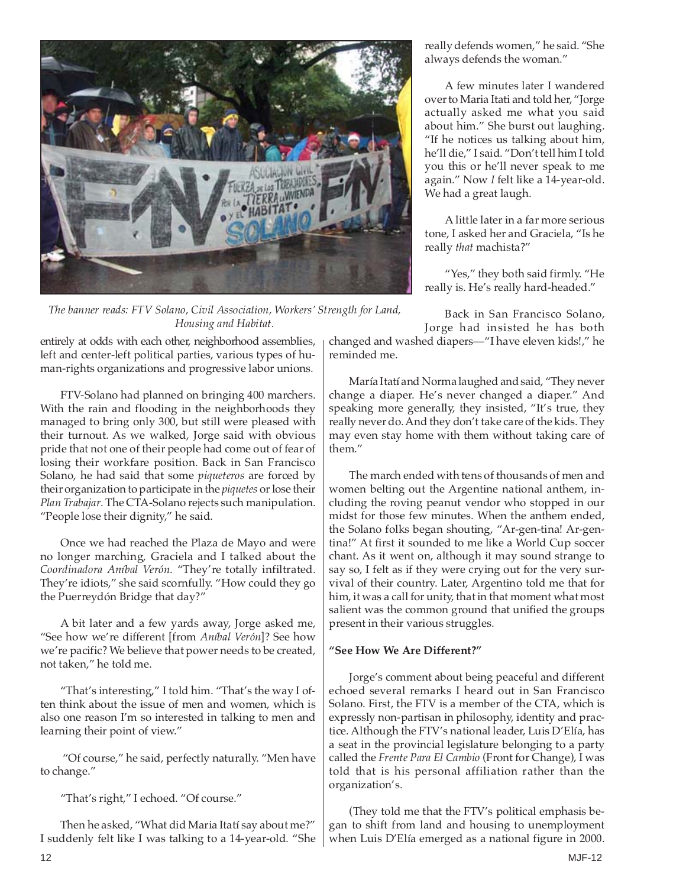*The banner reads: FTV Solano, Civil Association, Workers' Strength for Land, Housing and Habitat.*

entirely at odds with each other, neighborhood assemblies, left and center-left political parties, various types of human-rights organizations and progressive labor unions.

FTV-Solano had planned on bringing 400 marchers. With the rain and flooding in the neighborhoods they managed to bring only 300, but still were pleased with their turnout. As we walked, Jorge said with obvious pride that not one of their people had come out of fear of losing their workfare position. Back in San Francisco Solano, he had said that some *piqueteros* are forced by their organization to participate in the *piquetes* or lose their *Plan Trabajar*. The CTA-Solano rejects such manipulation. "People lose their dignity," he said.

Once we had reached the Plaza de Mayo and were no longer marching, Graciela and I talked about the *Coordinadora Aníbal Verón*. "They're totally infiltrated. They're idiots," she said scornfully. "How could they go the Puerreydón Bridge that day?"

A bit later and a few yards away, Jorge asked me, "See how we're different [from *Aníbal Verón*]? See how we're pacific? We believe that power needs to be created, not taken," he told me.

"That's interesting," I told him. "That's the way I often think about the issue of men and women, which is also one reason I'm so interested in talking to men and learning their point of view."

"Of course," he said, perfectly naturally. "Men have to change."

"That's right," I echoed. "Of course."

Then he asked, "What did Maria Itatí say about me?" I suddenly felt like I was talking to a 14-year-old. "She really defends women," he said. "She always defends the woman."

A few minutes later I wandered over to Maria Itati and told her, "Jorge actually asked me what you said about him." She burst out laughing. "If he notices us talking about him, he'll die," I said. "Don't tell him I told you this or he'll never speak to me again." Now *I* felt like a 14-year-old. We had a great laugh.

A little later in a far more serious tone, I asked her and Graciela, "Is he really *that* machista?"

"Yes," they both said firmly. "He really is. He's really hard-headed."

Back in San Francisco Solano, Jorge had insisted he has both changed and washed diapers—"I have eleven kids!," he reminded me.

María Itatí and Norma laughed and said, "They never change a diaper. He's never changed a diaper." And speaking more generally, they insisted, "It's true, they really never do. And they don't take care of the kids. They may even stay home with them without taking care of them."

The march ended with tens of thousands of men and women belting out the Argentine national anthem, including the roving peanut vendor who stopped in our midst for those few minutes. When the anthem ended, the Solano folks began shouting, "Ar-gen-tina! Ar-gentina!" At first it sounded to me like a World Cup soccer chant. As it went on, although it may sound strange to say so, I felt as if they were crying out for the very survival of their country. Later, Argentino told me that for him, it was a call for unity, that in that moment what most salient was the common ground that unified the groups present in their various struggles.

### "See How We Are Different?"

Jorge's comment about being peaceful and different echoed several remarks I heard out in San Francisco Solano. First, the FTV is a member of the CTA, which is expressly non-partisan in philosophy, identity and practice. Although the FTV's national leader, Luis D'Elía, has a seat in the provincial legislature belonging to a party called the *Frente Para El Cambio* (Front for Change), I was told that is his personal affiliation rather than the organization's.

(They told me that the FTV's political emphasis began to shift from land and housing to unemployment when Luis D'Elía emerged as a national figure in 2000.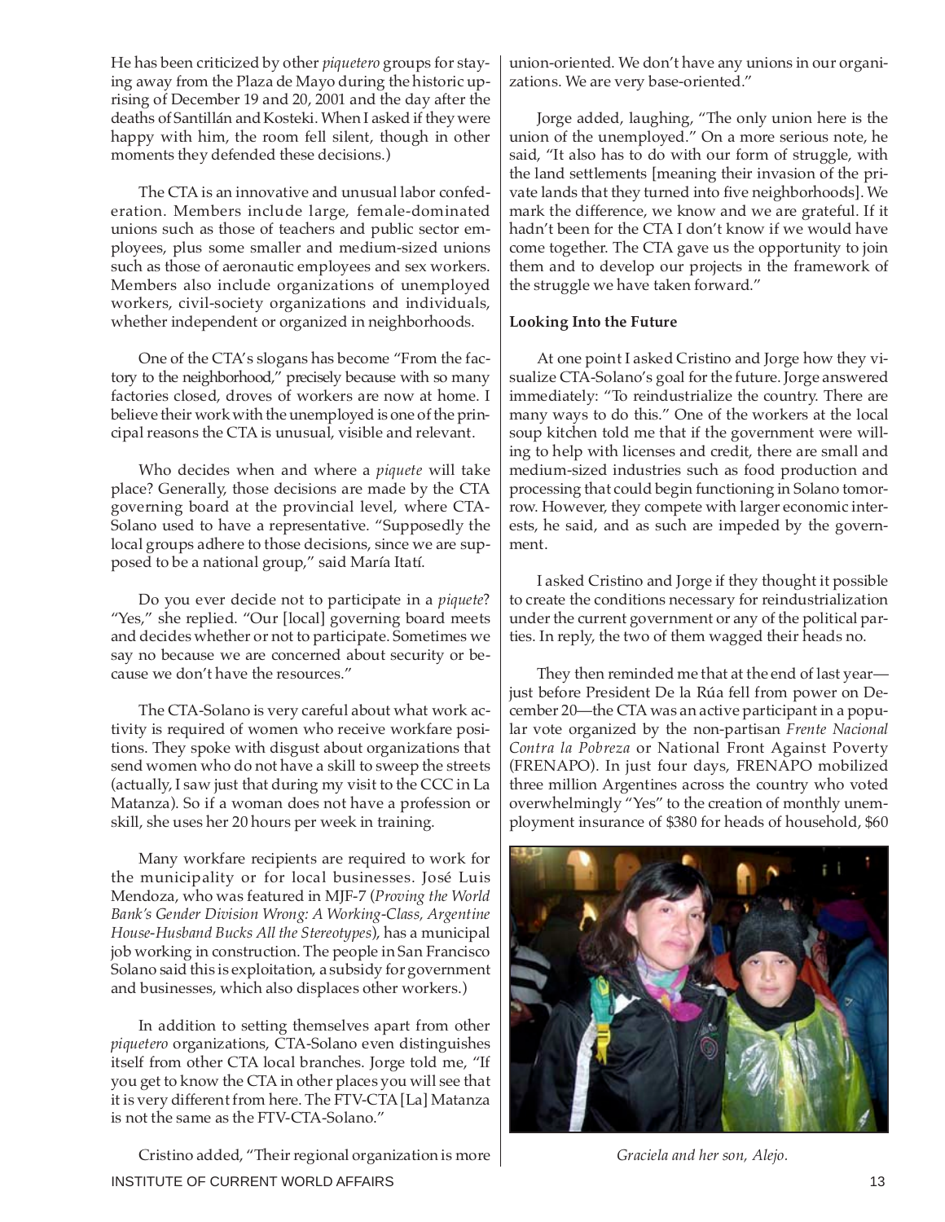He has been criticized by other *piquetero* groups for staying away from the Plaza de Mayo during the historic uprising of December 19 and 20, 2001 and the day after the deaths of Santillán and Kosteki. When I asked if they were happy with him, the room fell silent, though in other moments they defended these decisions.)

The CTA is an innovative and unusual labor confederation. Members include large, female-dominated unions such as those of teachers and public sector employees, plus some smaller and medium-sized unions such as those of aeronautic employees and sex workers. Members also include organizations of unemployed workers, civil-society organizations and individuals, whether independent or organized in neighborhoods.

One of the CTA's slogans has become "From the factory to the neighborhood," precisely because with so many factories closed, droves of workers are now at home. I believe their work with the unemployed is one of the principal reasons the CTA is unusual, visible and relevant.

Who decides when and where a *piquete* will take place? Generally, those decisions are made by the CTA governing board at the provincial level, where CTA-Solano used to have a representative. "Supposedly the local groups adhere to those decisions, since we are supposed to be a national group," said María Itatí.

Do you ever decide not to participate in a *piquete*? "Yes," she replied. "Our [local] governing board meets and decides whether or not to participate. Sometimes we say no because we are concerned about security or because we don't have the resources."

The CTA-Solano is very careful about what work activity is required of women who receive workfare positions. They spoke with disgust about organizations that send women who do not have a skill to sweep the streets (actually, I saw just that during my visit to the CCC in La Matanza). So if a woman does not have a profession or skill, she uses her 20 hours per week in training.

Many workfare recipients are required to work for the municipality or for local businesses. José Luis Mendoza, who was featured in MJF-7 (*Proving the World Bank's Gender Division Wrong: A Working-Class, Argentine House-Husband Bucks All the Stereotypes*), has a municipal job working in construction. The people in San Francisco Solano said this is exploitation, a subsidy for government and businesses, which also displaces other workers.)

In addition to setting themselves apart from other *piquetero* organizations, CTA-Solano even distinguishes itself from other CTA local branches. Jorge told me, "If you get to know the CTA in other places you will see that it is very different from here. The FTV-CTA [La] Matanza is not the same as the FTV-CTA-Solano."

Cristino added, "Their regional organization is more union-oriented. We don't have any unions in our organizations. We are very base-oriented."

Jorge added, laughing, "The only union here is the union of the unemployed." On a more serious note, he said, "It also has to do with our form of struggle, with the land settlements [meaning their invasion of the private lands that they turned into five neighborhoods]. We mark the difference, we know and we are grateful. If it hadn't been for the CTA I don't know if we would have come together. The CTA gave us the opportunity to join them and to develop our projects in the framework of the struggle we have taken forward."

**Looking Into the Future**

At one point I asked Cristino and Jorge how they visualize CTA-Solano's goal for the future. Jorge answered immediately: "To reindustrialize the country. There are many ways to do this." One of the workers at the local soup kitchen told me that if the government were willing to help with licenses and credit, there are small and medium-sized industries such as food production and processing that could begin functioning in Solano tomorrow. However, they compete with larger economic interests, he said, and as such are impeded by the government.

I asked Cristino and Jorge if they thought it possible to create the conditions necessary for reindustrialization under the current government or any of the political parties. In reply, the two of them wagged their heads no.

They then reminded me that at the end of last year—just before President De la Rúa fell from power on December 20—the CTA was an active participant in a popular vote organized by the non-partisan *Frente Nacional Contra la Pobreza* or National Front Against Poverty (FRENAPO). In just four days, FRENAPO mobilized three million Argentines across the country who voted overwhelmingly "Yes" to the creation of monthly unemployment insurance of \$380 for heads of household, \$60

*Graciela and her son, Alejo.*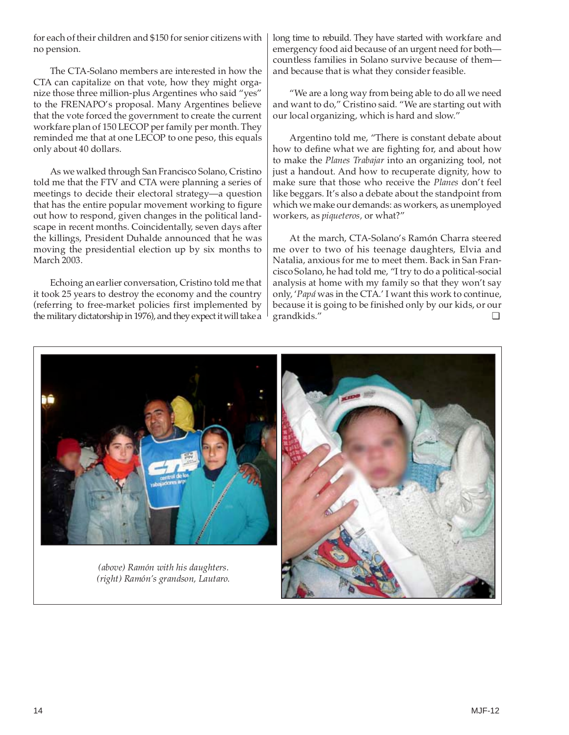for each of their children and $150 for senior citizens with no pension.

The CTA-Solano members are interested in how the CTA can capitalize on that vote, how they might organize those three million-plus Argentines who said "yes" to the FRENAPO's proposal. Many Argentines believe that the vote forced the government to create the current workfare plan of 150 LECOP per family per month. They reminded me that at one LECOP to one peso, this equals only about 40 dollars.

As we walked through San Francisco Solano, Cristino told me that the FTV and CTA were planning a series of meetings to decide their electoral strategy—a question that has the entire popular movement working to figure out how to respond, given changes in the political landscape in recent months. Coincidentally, seven days after the killings, President Duhalde announced that he was moving the presidential election up by six months to March 2003.

Echoing an earlier conversation, Cristino told me that it took 25 years to destroy the economy and the country (referring to free-market policies first implemented by the military dictatorship in 1976), and they expect it will take a long time to rebuild. They have started with workfare and emergency food aid because of an urgent need for both—countless families in Solano survive because of them—and because that is what they consider feasible.

"We are a long way from being able to do all we need and want to do," Cristino said. "We are starting out with our local organizing, which is hard and slow."

Argentino told me, "There is constant debate about how to define what we are fighting for, and about how to make the *Planes Trabajar* into an organizing tool, not just a handout. And how to recuperate dignity, how to make sure that those who receive the *Planes* don't feel like beggars. It's also a debate about the standpoint from which we make our demands: as workers, as unemployed workers, as *piqueteros*, or what?"

At the march, CTA-Solano's Ramón Charra steered me over to two of his teenage daughters, Elvia and Natalia, anxious for me to meet them. Back in San Francisco Solano, he had told me, "I try to do a political-social analysis at home with my family so that they won't say only, '*Papá* was in the CTA.' I want this work to continue, because it is going to be finished only by our kids, or our grandkids." ❑

*(above) Ramón with his daughters.*
*(right) Ramón's grandson, Lautaro.*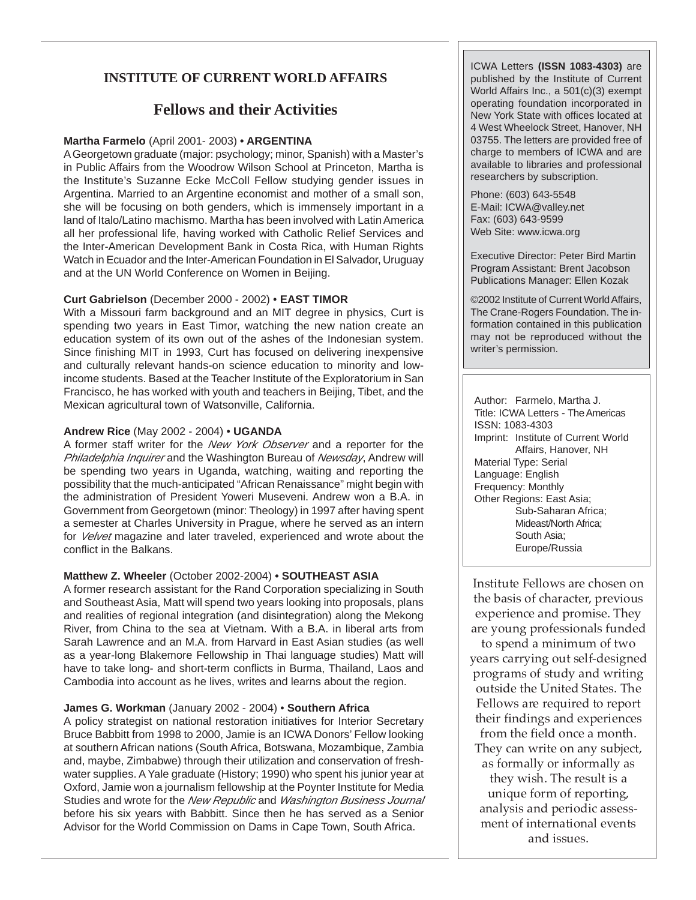## INSTITUTE OF CURRENT WORLD AFFAIRS

# Fellows and their Activities

**Martha Farmelo** (April 2001- 2003) • **ARGENTINA**
A Georgetown graduate (major: psychology; minor, Spanish) with a Master's in Public Affairs from the Woodrow Wilson School at Princeton, Martha is the Institute's Suzanne Ecke McColl Fellow studying gender issues in Argentina. Married to an Argentine economist and mother of a small son, she will be focusing on both genders, which is immensely important in a land of Italo/Latino machismo. Martha has been involved with Latin America all her professional life, having worked with Catholic Relief Services and the Inter-American Development Bank in Costa Rica, with Human Rights Watch in Ecuador and the Inter-American Foundation in El Salvador, Uruguay and at the UN World Conference on Women in Beijing.

**Curt Gabrielson** (December 2000 - 2002) • **EAST TIMOR**
With a Missouri farm background and an MIT degree in physics, Curt is spending two years in East Timor, watching the new nation create an education system of its own out of the ashes of the Indonesian system. Since finishing MIT in 1993, Curt has focused on delivering inexpensive and culturally relevant hands-on science education to minority and low-income students. Based at the Teacher Institute of the Exploratorium in San Francisco, he has worked with youth and teachers in Beijing, Tibet, and the Mexican agricultural town of Watsonville, California.

**Andrew Rice** (May 2002 - 2004) • **UGANDA**
A former staff writer for the *New York Observer* and a reporter for the *Philadelphia Inquirer* and the Washington Bureau of *Newsday*, Andrew will be spending two years in Uganda, watching, waiting and reporting the possibility that the much-anticipated "African Renaissance" might begin with the administration of President Yoweri Museveni. Andrew won a B.A. in Government from Georgetown (minor: Theology) in 1997 after having spent a semester at Charles University in Prague, where he served as an intern for *Velvet* magazine and later traveled, experienced and wrote about the conflict in the Balkans.

**Matthew Z. Wheeler** (October 2002-2004) • **SOUTHEAST ASIA**
A former research assistant for the Rand Corporation specializing in South and Southeast Asia, Matt will spend two years looking into proposals, plans and realities of regional integration (and disintegration) along the Mekong River, from China to the sea at Vietnam. With a B.A. in liberal arts from Sarah Lawrence and an M.A. from Harvard in East Asian studies (as well as a year-long Blakemore Fellowship in Thai language studies) Matt will have to take long- and short-term conflicts in Burma, Thailand, Laos and Cambodia into account as he lives, writes and learns about the region.

**James G. Workman** (January 2002 - 2004) • **Southern Africa**
A policy strategist on national restoration initiatives for Interior Secretary Bruce Babbitt from 1998 to 2000, Jamie is an ICWA Donors' Fellow looking at southern African nations (South Africa, Botswana, Mozambique, Zambia and, maybe, Zimbabwe) through their utilization and conservation of fresh-water supplies. A Yale graduate (History; 1990) who spent his junior year at Oxford, Jamie won a journalism fellowship at the Poynter Institute for Media Studies and wrote for the *New Republic* and *Washington Business Journal* before his six years with Babbitt. Since then he has served as a Senior Advisor for the World Commission on Dams in Cape Town, South Africa.

ICWA Letters **(ISSN 1083-4303)** are published by the Institute of Current World Affairs Inc., a 501(c)(3) exempt operating foundation incorporated in New York State with offices located at 4 West Wheelock Street, Hanover, NH 03755. The letters are provided free of charge to members of ICWA and are available to libraries and professional researchers by subscription.

Phone: (603) 643-5548
E-Mail: ICWA@valley.net
Fax: (603) 643-9599
Web Site: www.icwa.org

Executive Director: Peter Bird Martin
Program Assistant: Brent Jacobson
Publications Manager: Ellen Kozak

©2002 Institute of Current World Affairs, The Crane-Rogers Foundation. The information contained in this publication may not be reproduced without the writer's permission.

Author: Farmelo, Martha J.
Title: ICWA Letters - The Americas
ISSN: 1083-4303
Imprint: Institute of Current World Affairs, Hanover, NH
Material Type: Serial
Language: English
Frequency: Monthly
Other Regions: East Asia; Sub-Saharan Africa; Mideast/North Africa; South Asia; Europe/Russia

Institute Fellows are chosen on the basis of character, previous experience and promise. They are young professionals funded to spend a minimum of two years carrying out self-designed programs of study and writing outside the United States. The Fellows are required to report their findings and experiences from the field once a month. They can write on any subject, as formally or informally as they wish. The result is a unique form of reporting, analysis and periodic assessment of international events and issues.